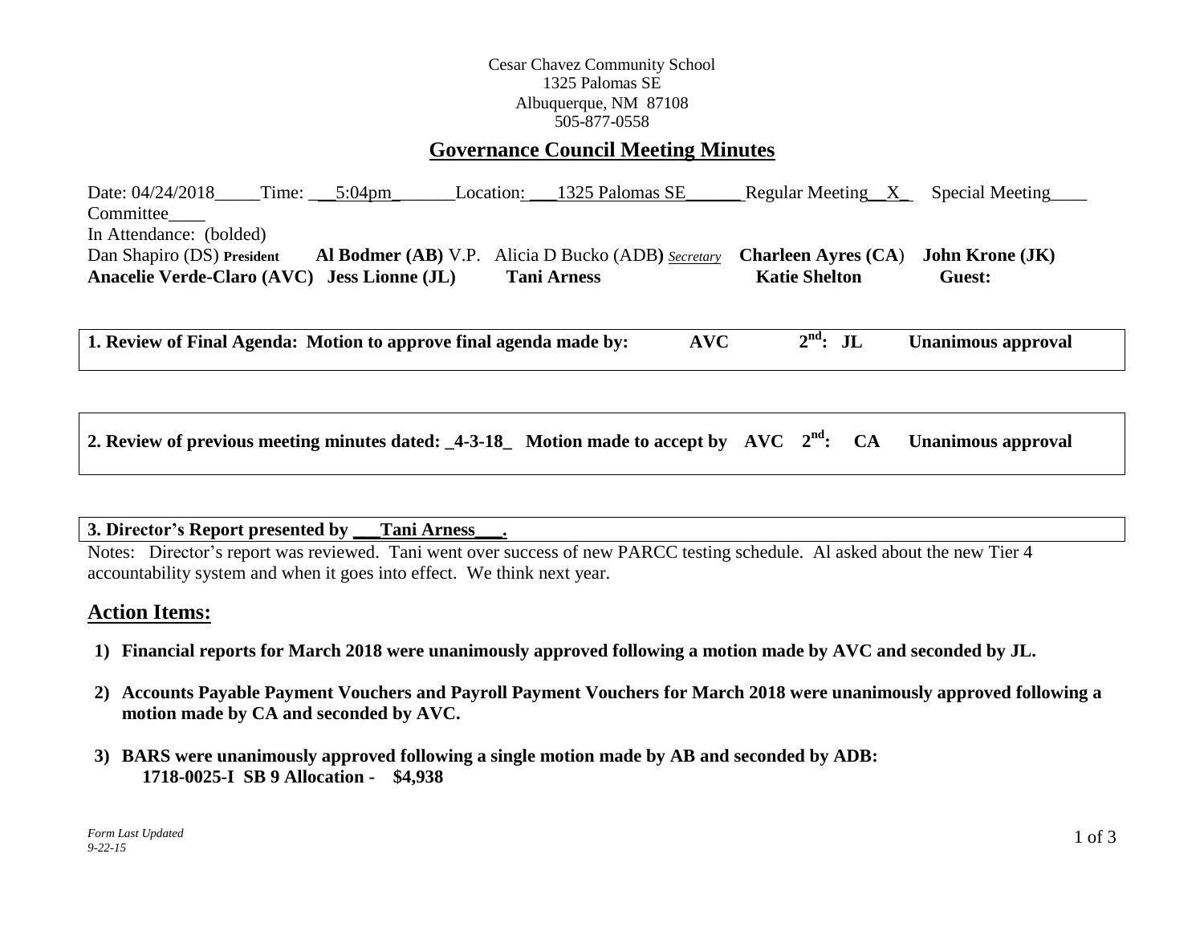Cesar Chavez Community School
1325 Palomas SE
Albuquerque, NM 87108
505-877-0558

## Governance Council Meeting Minutes

Date: 04/24/2018_____Time: ___5:04pm_______Location: ___1325 Palomas SE______ Regular Meeting__X_ Special Meeting____ Committee____

In Attendance: (bolded)

Dan Shapiro (DS) President **Al Bodmer (AB)** V.P. Alicia D Bucko (ADB) *Secretary* **Charleen Ayres (CA)** **John Krone (JK)**
**Anacelie Verde-Claro (AVC)** **Jess Lionne (JL)** **Tani Arness** **Katie Shelton** **Guest:**

**1. Review of Final Agenda: Motion to approve final agenda made by: AVC 2nd: JL Unanimous approval**

**2. Review of previous meeting minutes dated: _4-3-18_ Motion made to accept by AVC 2nd: CA Unanimous approval**

**3. Director's Report presented by ___Tani Arness___.**

Notes: Director's report was reviewed. Tani went over success of new PARCC testing schedule. Al asked about the new Tier 4 accountability system and when it goes into effect. We think next year.

## Action Items:

1) **Financial reports for March 2018 were unanimously approved following a motion made by AVC and seconded by JL.**
2) **Accounts Payable Payment Vouchers and Payroll Payment Vouchers for March 2018 were unanimously approved following a motion made by CA and seconded by AVC.**
3) **BARS were unanimously approved following a single motion made by AB and seconded by ADB:**
   **1718-0025-I SB 9 Allocation - $4,938**

*Form Last Updated 9-22-15*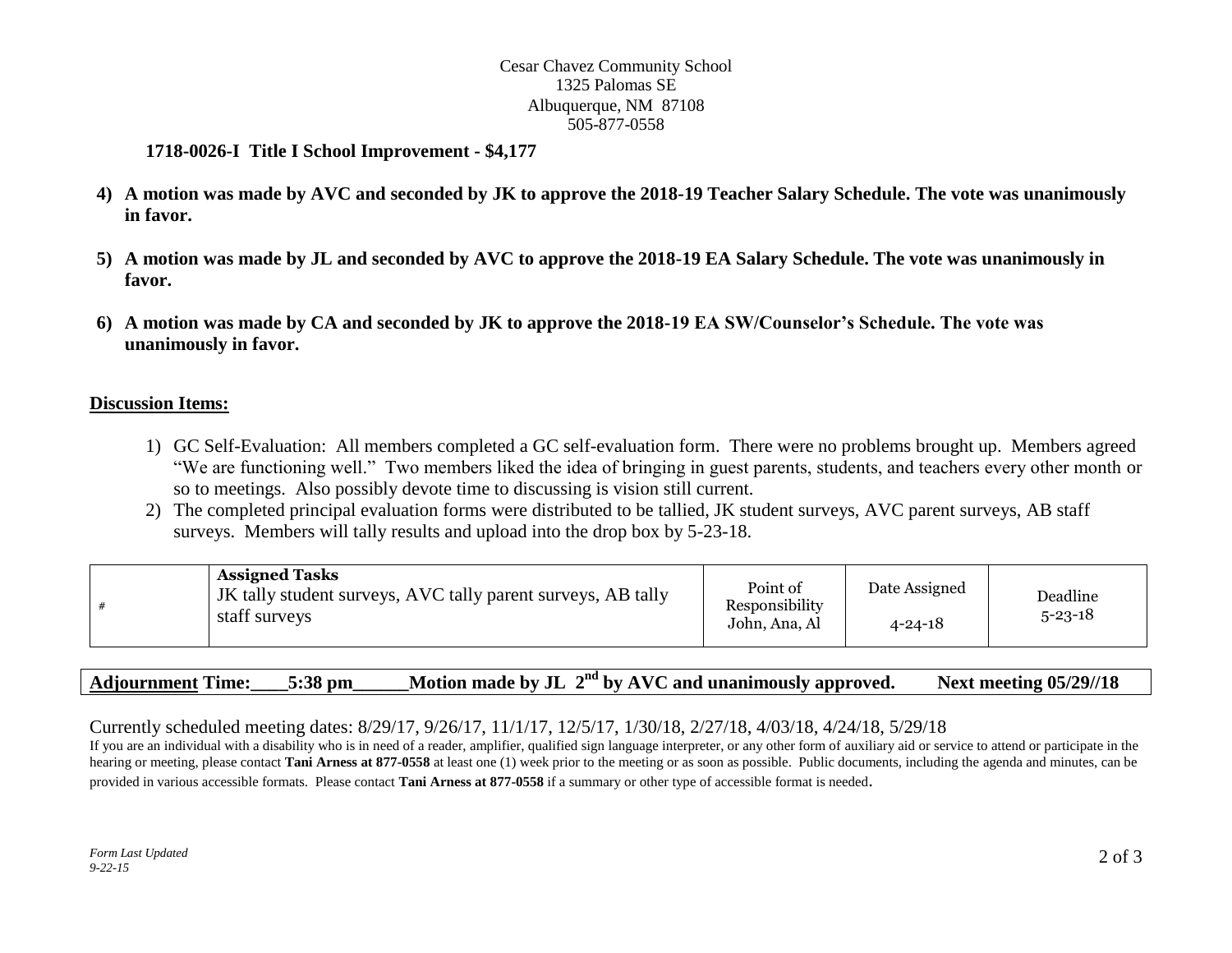Cesar Chavez Community School
1325 Palomas SE
Albuquerque, NM 87108
505-877-0558

**1718-0026-I Title I School Improvement - $4,177**

4) **A motion was made by AVC and seconded by JK to approve the 2018-19 Teacher Salary Schedule. The vote was unanimously in favor.**

5) **A motion was made by JL and seconded by AVC to approve the 2018-19 EA Salary Schedule. The vote was unanimously in favor.**

6) **A motion was made by CA and seconded by JK to approve the 2018-19 EA SW/Counselor's Schedule. The vote was unanimously in favor.**

**Discussion Items:**

1) GC Self-Evaluation: All members completed a GC self-evaluation form. There were no problems brought up. Members agreed "We are functioning well." Two members liked the idea of bringing in guest parents, students, and teachers every other month or so to meetings. Also possibly devote time to discussing is vision still current.
2) The completed principal evaluation forms were distributed to be tallied, JK student surveys, AVC parent surveys, AB staff surveys. Members will tally results and upload into the drop box by 5-23-18.

| # | **Assigned Tasks** | Point of Responsibility | Date Assigned | Deadline |
|---|---|---|---|---|
| | JK tally student surveys, AVC tally parent surveys, AB tally staff surveys | John, Ana, Al | 4-24-18 | 5-23-18 |

**Adjournment Time:____5:38 pm______Motion made by JL 2nd by AVC and unanimously approved. Next meeting 05/29//18**

Currently scheduled meeting dates: 8/29/17, 9/26/17, 11/1/17, 12/5/17, 1/30/18, 2/27/18, 4/03/18, 4/24/18, 5/29/18

If you are an individual with a disability who is in need of a reader, amplifier, qualified sign language interpreter, or any other form of auxiliary aid or service to attend or participate in the hearing or meeting, please contact **Tani Arness at 877-0558** at least one (1) week prior to the meeting or as soon as possible. Public documents, including the agenda and minutes, can be provided in various accessible formats. Please contact **Tani Arness at 877-0558** if a summary or other type of accessible format is needed.

*Form Last Updated 9-22-15*